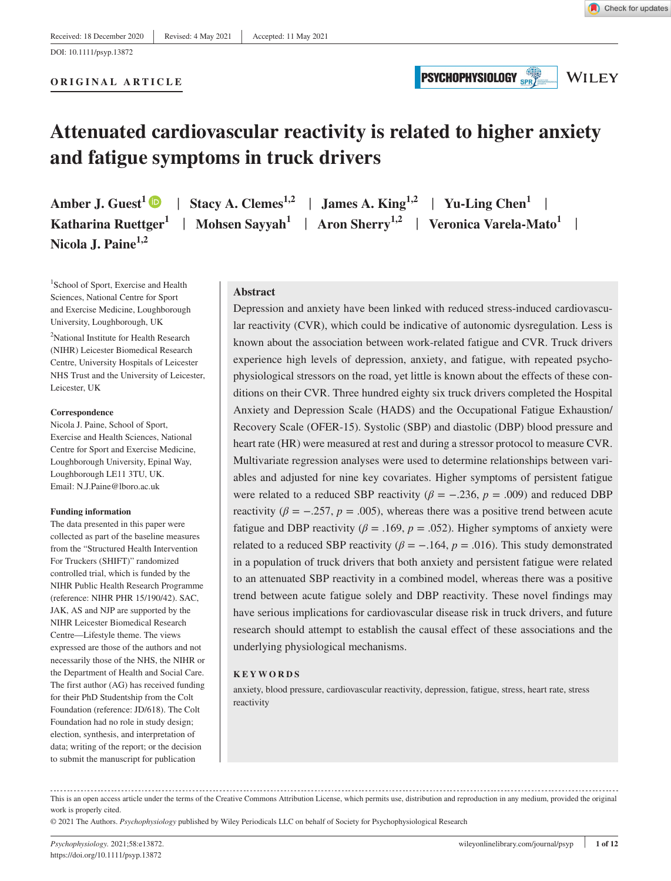Received: 18 December 2020 | Revised: 4 May 2021 | Accepted: 11 May 2021

DOI: 10.1111/psyp.13872

**ORIGINAL ARTICLE**

# Attenuated cardiovascular reactivity is related to higher anxiety and fatigue symptoms in truck drivers

**Amber J. Guest**[1] | **Stacy A. Clemes**[1,2] | **James A. King**[1,2] | **Yu-Ling Chen**[1] | **Katharina Ruettger**[1] | **Mohsen Sayyah**[1] | **Aron Sherry**[1,2] | **Veronica Varela-Mato**[1] | **Nicola J. Paine**[1,2]

[1]School of Sport, Exercise and Health Sciences, National Centre for Sport and Exercise Medicine, Loughborough University, Loughborough, UK

[2]National Institute for Health Research (NIHR) Leicester Biomedical Research Centre, University Hospitals of Leicester NHS Trust and the University of Leicester, Leicester, UK

**Correspondence**
Nicola J. Paine, School of Sport, Exercise and Health Sciences, National Centre for Sport and Exercise Medicine, Loughborough University, Epinal Way, Loughborough LE11 3TU, UK.
Email: N.J.Paine@lboro.ac.uk

**Funding information**
The data presented in this paper were collected as part of the baseline measures from the "Structured Health Intervention For Truckers (SHIFT)" randomized controlled trial, which is funded by the NIHR Public Health Research Programme (reference: NIHR PHR 15/190/42). SAC, JAK, AS and NJP are supported by the NIHR Leicester Biomedical Research Centre—Lifestyle theme. The views expressed are those of the authors and not necessarily those of the NHS, the NIHR or the Department of Health and Social Care. The first author (AG) has received funding for their PhD Studentship from the Colt Foundation (reference: JD/618). The Colt Foundation had no role in study design; election, synthesis, and interpretation of data; writing of the report; or the decision to submit the manuscript for publication

## Abstract

Depression and anxiety have been linked with reduced stress-induced cardiovascular reactivity (CVR), which could be indicative of autonomic dysregulation. Less is known about the association between work-related fatigue and CVR. Truck drivers experience high levels of depression, anxiety, and fatigue, with repeated psychophysiological stressors on the road, yet little is known about the effects of these conditions on their CVR. Three hundred eighty six truck drivers completed the Hospital Anxiety and Depression Scale (HADS) and the Occupational Fatigue Exhaustion/Recovery Scale (OFER-15). Systolic (SBP) and diastolic (DBP) blood pressure and heart rate (HR) were measured at rest and during a stressor protocol to measure CVR. Multivariate regression analyses were used to determine relationships between variables and adjusted for nine key covariates. Higher symptoms of persistent fatigue were related to a reduced SBP reactivity ($\beta = -.236$, $p = .009$) and reduced DBP reactivity ($\beta = -.257$, $p = .005$), whereas there was a positive trend between acute fatigue and DBP reactivity ($\beta = .169$, $p = .052$). Higher symptoms of anxiety were related to a reduced SBP reactivity ($\beta = -.164$, $p = .016$). This study demonstrated in a population of truck drivers that both anxiety and persistent fatigue were related to an attenuated SBP reactivity in a combined model, whereas there was a positive trend between acute fatigue solely and DBP reactivity. These novel findings may have serious implications for cardiovascular disease risk in truck drivers, and future research should attempt to establish the causal effect of these associations and the underlying physiological mechanisms.

**KEYWORDS**
anxiety, blood pressure, cardiovascular reactivity, depression, fatigue, stress, heart rate, stress reactivity

---

This is an open access article under the terms of the Creative Commons Attribution License, which permits use, distribution and reproduction in any medium, provided the original work is properly cited.
© 2021 The Authors. *Psychophysiology* published by Wiley Periodicals LLC on behalf of Society for Psychophysiological Research

*Psychophysiology*. 2021;58:e13872.
https://doi.org/10.1111/psyp.13872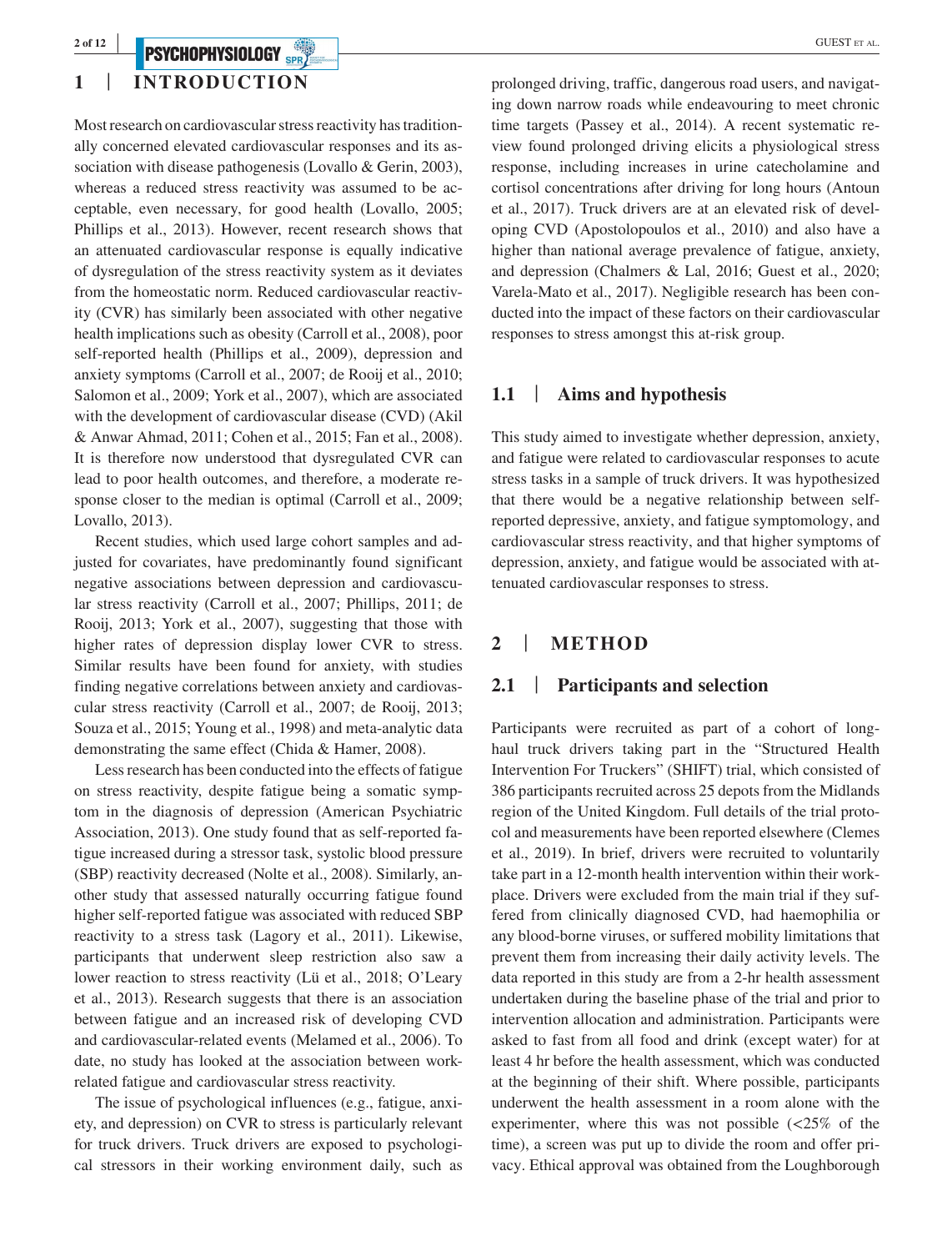## 1 | INTRODUCTION

Most research on cardiovascular stress reactivity has traditionally concerned elevated cardiovascular responses and its association with disease pathogenesis (Lovallo & Gerin, 2003), whereas a reduced stress reactivity was assumed to be acceptable, even necessary, for good health (Lovallo, 2005; Phillips et al., 2013). However, recent research shows that an attenuated cardiovascular response is equally indicative of dysregulation of the stress reactivity system as it deviates from the homeostatic norm. Reduced cardiovascular reactivity (CVR) has similarly been associated with other negative health implications such as obesity (Carroll et al., 2008), poor self-reported health (Phillips et al., 2009), depression and anxiety symptoms (Carroll et al., 2007; de Rooij et al., 2010; Salomon et al., 2009; York et al., 2007), which are associated with the development of cardiovascular disease (CVD) (Akil & Anwar Ahmad, 2011; Cohen et al., 2015; Fan et al., 2008). It is therefore now understood that dysregulated CVR can lead to poor health outcomes, and therefore, a moderate response closer to the median is optimal (Carroll et al., 2009; Lovallo, 2013).

Recent studies, which used large cohort samples and adjusted for covariates, have predominantly found significant negative associations between depression and cardiovascular stress reactivity (Carroll et al., 2007; Phillips, 2011; de Rooij, 2013; York et al., 2007), suggesting that those with higher rates of depression display lower CVR to stress. Similar results have been found for anxiety, with studies finding negative correlations between anxiety and cardiovascular stress reactivity (Carroll et al., 2007; de Rooij, 2013; Souza et al., 2015; Young et al., 1998) and meta-analytic data demonstrating the same effect (Chida & Hamer, 2008).

Less research has been conducted into the effects of fatigue on stress reactivity, despite fatigue being a somatic symptom in the diagnosis of depression (American Psychiatric Association, 2013). One study found that as self-reported fatigue increased during a stressor task, systolic blood pressure (SBP) reactivity decreased (Nolte et al., 2008). Similarly, another study that assessed naturally occurring fatigue found higher self-reported fatigue was associated with reduced SBP reactivity to a stress task (Lagory et al., 2011). Likewise, participants that underwent sleep restriction also saw a lower reaction to stress reactivity (Lü et al., 2018; O'Leary et al., 2013). Research suggests that there is an association between fatigue and an increased risk of developing CVD and cardiovascular-related events (Melamed et al., 2006). To date, no study has looked at the association between work-related fatigue and cardiovascular stress reactivity.

The issue of psychological influences (e.g., fatigue, anxiety, and depression) on CVR to stress is particularly relevant for truck drivers. Truck drivers are exposed to psychological stressors in their working environment daily, such as prolonged driving, traffic, dangerous road users, and navigating down narrow roads while endeavouring to meet chronic time targets (Passey et al., 2014). A recent systematic review found prolonged driving elicits a physiological stress response, including increases in urine catecholamine and cortisol concentrations after driving for long hours (Antoun et al., 2017). Truck drivers are at an elevated risk of developing CVD (Apostolopoulos et al., 2010) and also have a higher than national average prevalence of fatigue, anxiety, and depression (Chalmers & Lal, 2016; Guest et al., 2020; Varela-Mato et al., 2017). Negligible research has been conducted into the impact of these factors on their cardiovascular responses to stress amongst this at-risk group.

### 1.1 | Aims and hypothesis

This study aimed to investigate whether depression, anxiety, and fatigue were related to cardiovascular responses to acute stress tasks in a sample of truck drivers. It was hypothesized that there would be a negative relationship between self-reported depressive, anxiety, and fatigue symptomology, and cardiovascular stress reactivity, and that higher symptoms of depression, anxiety, and fatigue would be associated with attenuated cardiovascular responses to stress.

## 2 | METHOD

### 2.1 | Participants and selection

Participants were recruited as part of a cohort of long-haul truck drivers taking part in the "Structured Health Intervention For Truckers" (SHIFT) trial, which consisted of 386 participants recruited across 25 depots from the Midlands region of the United Kingdom. Full details of the trial protocol and measurements have been reported elsewhere (Clemes et al., 2019). In brief, drivers were recruited to voluntarily take part in a 12-month health intervention within their workplace. Drivers were excluded from the main trial if they suffered from clinically diagnosed CVD, had haemophilia or any blood-borne viruses, or suffered mobility limitations that prevent them from increasing their daily activity levels. The data reported in this study are from a 2-hr health assessment undertaken during the baseline phase of the trial and prior to intervention allocation and administration. Participants were asked to fast from all food and drink (except water) for at least 4 hr before the health assessment, which was conducted at the beginning of their shift. Where possible, participants underwent the health assessment in a room alone with the experimenter, where this was not possible (<25% of the time), a screen was put up to divide the room and offer privacy. Ethical approval was obtained from the Loughborough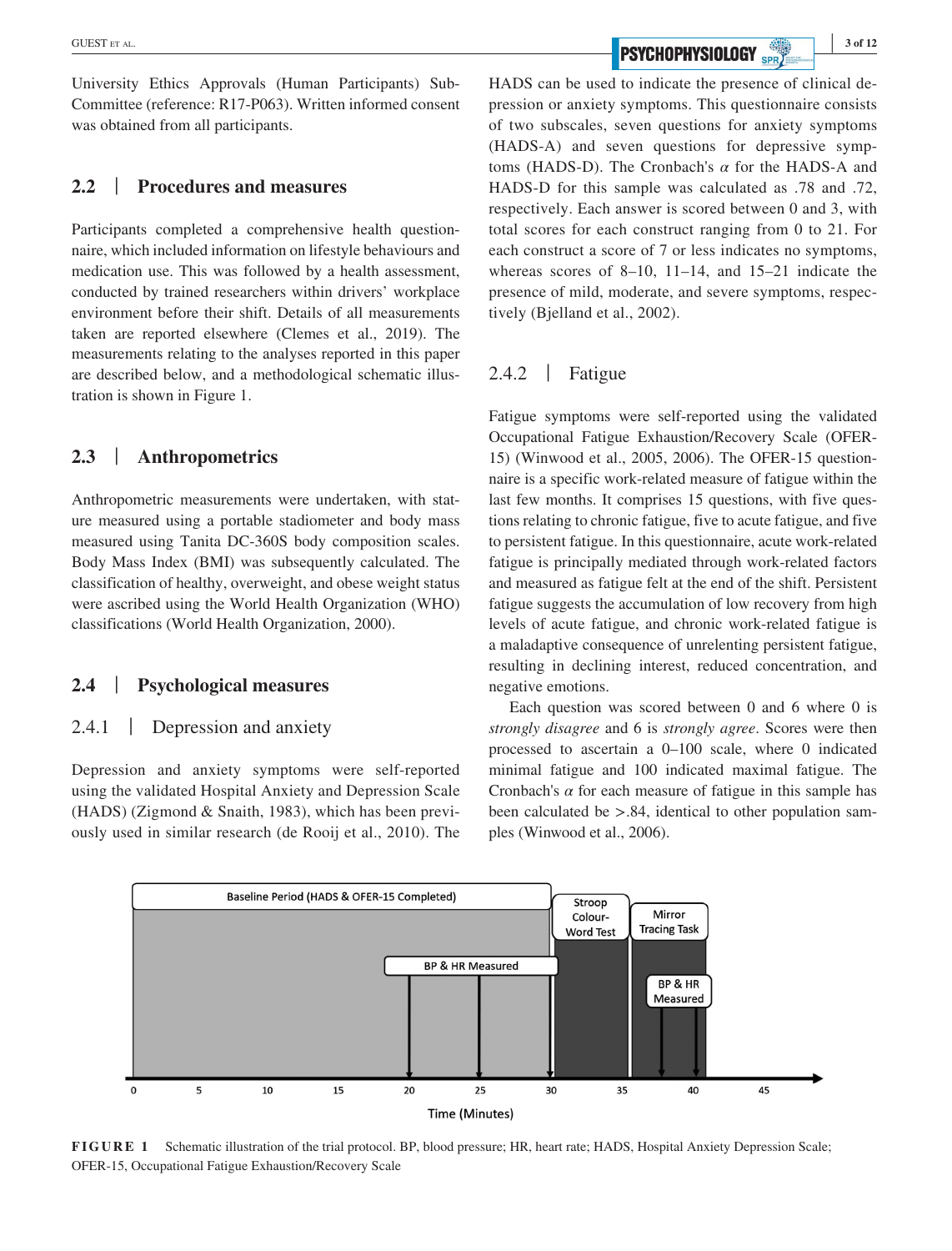University Ethics Approvals (Human Participants) Sub-Committee (reference: R17-P063). Written informed consent was obtained from all participants.

## 2.2 | Procedures and measures

Participants completed a comprehensive health questionnaire, which included information on lifestyle behaviours and medication use. This was followed by a health assessment, conducted by trained researchers within drivers' workplace environment before their shift. Details of all measurements taken are reported elsewhere (Clemes et al., 2019). The measurements relating to the analyses reported in this paper are described below, and a methodological schematic illustration is shown in Figure 1.

## 2.3 | Anthropometrics

Anthropometric measurements were undertaken, with stature measured using a portable stadiometer and body mass measured using Tanita DC-360S body composition scales. Body Mass Index (BMI) was subsequently calculated. The classification of healthy, overweight, and obese weight status were ascribed using the World Health Organization (WHO) classifications (World Health Organization, 2000).

## 2.4 | Psychological measures

### 2.4.1 | Depression and anxiety

Depression and anxiety symptoms were self-reported using the validated Hospital Anxiety and Depression Scale (HADS) (Zigmond & Snaith, 1983), which has been previously used in similar research (de Rooij et al., 2010). The HADS can be used to indicate the presence of clinical depression or anxiety symptoms. This questionnaire consists of two subscales, seven questions for anxiety symptoms (HADS-A) and seven questions for depressive symptoms (HADS-D). The Cronbach's $\alpha$ for the HADS-A and HADS-D for this sample was calculated as .78 and .72, respectively. Each answer is scored between 0 and 3, with total scores for each construct ranging from 0 to 21. For each construct a score of 7 or less indicates no symptoms, whereas scores of 8–10, 11–14, and 15–21 indicate the presence of mild, moderate, and severe symptoms, respectively (Bjelland et al., 2002).

### 2.4.2 | Fatigue

Fatigue symptoms were self-reported using the validated Occupational Fatigue Exhaustion/Recovery Scale (OFER-15) (Winwood et al., 2005, 2006). The OFER-15 questionnaire is a specific work-related measure of fatigue within the last few months. It comprises 15 questions, with five questions relating to chronic fatigue, five to acute fatigue, and five to persistent fatigue. In this questionnaire, acute work-related fatigue is principally mediated through work-related factors and measured as fatigue felt at the end of the shift. Persistent fatigue suggests the accumulation of low recovery from high levels of acute fatigue, and chronic work-related fatigue is a maladaptive consequence of unrelenting persistent fatigue, resulting in declining interest, reduced concentration, and negative emotions.

Each question was scored between 0 and 6 where 0 is *strongly disagree* and 6 is *strongly agree*. Scores were then processed to ascertain a 0–100 scale, where 0 indicated minimal fatigue and 100 indicated maximal fatigue. The Cronbach's $\alpha$ for each measure of fatigue in this sample has been calculated be >.84, identical to other population samples (Winwood et al., 2006).

Baseline Period (HADS & OFER-15 Completed)

Stroop Colour-Word Test

Mirror Tracing Task

BP & HR Measured

BP & HR Measured

0 5 10 15 20 25 30 35 40 45

Time (Minutes)

**FIGURE 1** Schematic illustration of the trial protocol. BP, blood pressure; HR, heart rate; HADS, Hospital Anxiety Depression Scale; OFER-15, Occupational Fatigue Exhaustion/Recovery Scale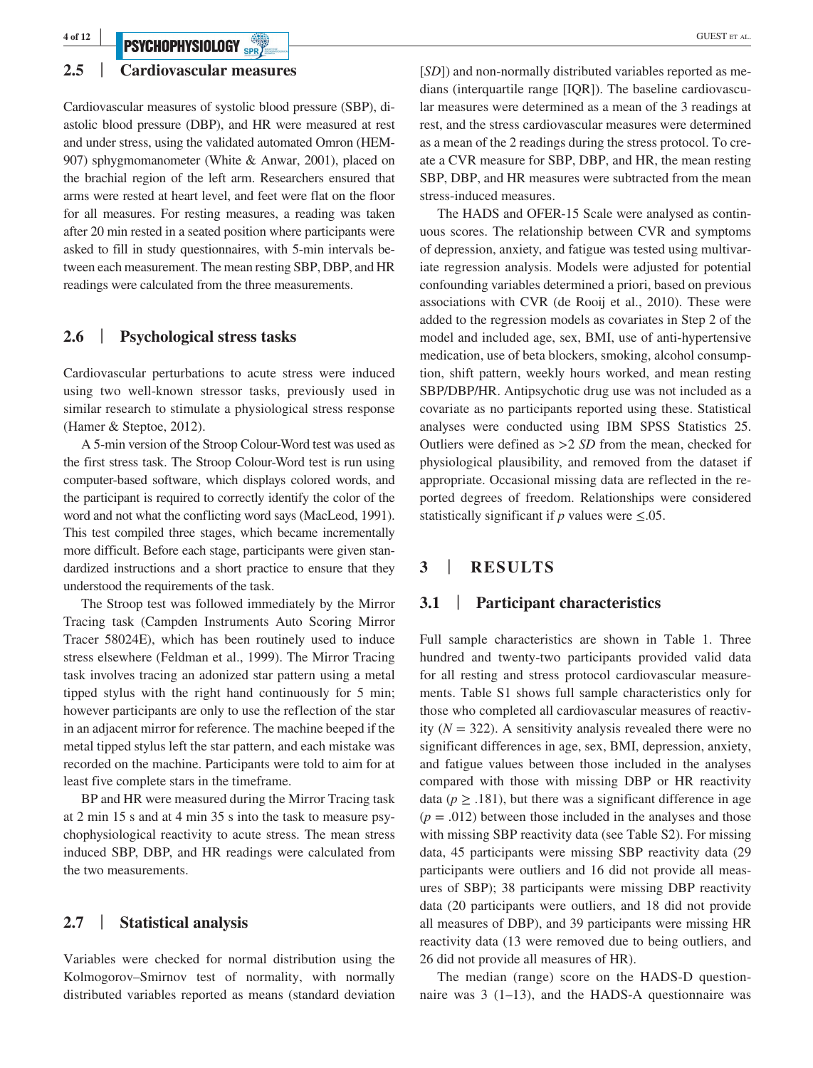## 2.5 | Cardiovascular measures

Cardiovascular measures of systolic blood pressure (SBP), diastolic blood pressure (DBP), and HR were measured at rest and under stress, using the validated automated Omron (HEM-907) sphygmomanometer (White & Anwar, 2001), placed on the brachial region of the left arm. Researchers ensured that arms were rested at heart level, and feet were flat on the floor for all measures. For resting measures, a reading was taken after 20 min rested in a seated position where participants were asked to fill in study questionnaires, with 5-min intervals between each measurement. The mean resting SBP, DBP, and HR readings were calculated from the three measurements.

## 2.6 | Psychological stress tasks

Cardiovascular perturbations to acute stress were induced using two well-known stressor tasks, previously used in similar research to stimulate a physiological stress response (Hamer & Steptoe, 2012).

A 5-min version of the Stroop Colour-Word test was used as the first stress task. The Stroop Colour-Word test is run using computer-based software, which displays colored words, and the participant is required to correctly identify the color of the word and not what the conflicting word says (MacLeod, 1991). This test compiled three stages, which became incrementally more difficult. Before each stage, participants were given standardized instructions and a short practice to ensure that they understood the requirements of the task.

The Stroop test was followed immediately by the Mirror Tracing task (Campden Instruments Auto Scoring Mirror Tracer 58024E), which has been routinely used to induce stress elsewhere (Feldman et al., 1999). The Mirror Tracing task involves tracing an adonized star pattern using a metal tipped stylus with the right hand continuously for 5 min; however participants are only to use the reflection of the star in an adjacent mirror for reference. The machine beeped if the metal tipped stylus left the star pattern, and each mistake was recorded on the machine. Participants were told to aim for at least five complete stars in the timeframe.

BP and HR were measured during the Mirror Tracing task at 2 min 15 s and at 4 min 35 s into the task to measure psychophysiological reactivity to acute stress. The mean stress induced SBP, DBP, and HR readings were calculated from the two measurements.

## 2.7 | Statistical analysis

Variables were checked for normal distribution using the Kolmogorov–Smirnov test of normality, with normally distributed variables reported as means (standard deviation [*SD*]) and non-normally distributed variables reported as medians (interquartile range [IQR]). The baseline cardiovascular measures were determined as a mean of the 3 readings at rest, and the stress cardiovascular measures were determined as a mean of the 2 readings during the stress protocol. To create a CVR measure for SBP, DBP, and HR, the mean resting SBP, DBP, and HR measures were subtracted from the mean stress-induced measures.

The HADS and OFER-15 Scale were analysed as continuous scores. The relationship between CVR and symptoms of depression, anxiety, and fatigue was tested using multivariate regression analysis. Models were adjusted for potential confounding variables determined a priori, based on previous associations with CVR (de Rooij et al., 2010). These were added to the regression models as covariates in Step 2 of the model and included age, sex, BMI, use of anti-hypertensive medication, use of beta blockers, smoking, alcohol consumption, shift pattern, weekly hours worked, and mean resting SBP/DBP/HR. Antipsychotic drug use was not included as a covariate as no participants reported using these. Statistical analyses were conducted using IBM SPSS Statistics 25. Outliers were defined as >2 *SD* from the mean, checked for physiological plausibility, and removed from the dataset if appropriate. Occasional missing data are reflected in the reported degrees of freedom. Relationships were considered statistically significant if *p* values were $\leq .05$.

# 3 | RESULTS

## 3.1 | Participant characteristics

Full sample characteristics are shown in Table 1. Three hundred and twenty-two participants provided valid data for all resting and stress protocol cardiovascular measurements. Table S1 shows full sample characteristics only for those who completed all cardiovascular measures of reactivity ($N = 322$). A sensitivity analysis revealed there were no significant differences in age, sex, BMI, depression, anxiety, and fatigue values between those included in the analyses compared with those with missing DBP or HR reactivity data ($p \geq .181$), but there was a significant difference in age ($p = .012$) between those included in the analyses and those with missing SBP reactivity data (see Table S2). For missing data, 45 participants were missing SBP reactivity data (29 participants were outliers and 16 did not provide all measures of SBP); 38 participants were missing DBP reactivity data (20 participants were outliers, and 18 did not provide all measures of DBP), and 39 participants were missing HR reactivity data (13 were removed due to being outliers, and 26 did not provide all measures of HR).

The median (range) score on the HADS-D questionnaire was 3 (1–13), and the HADS-A questionnaire was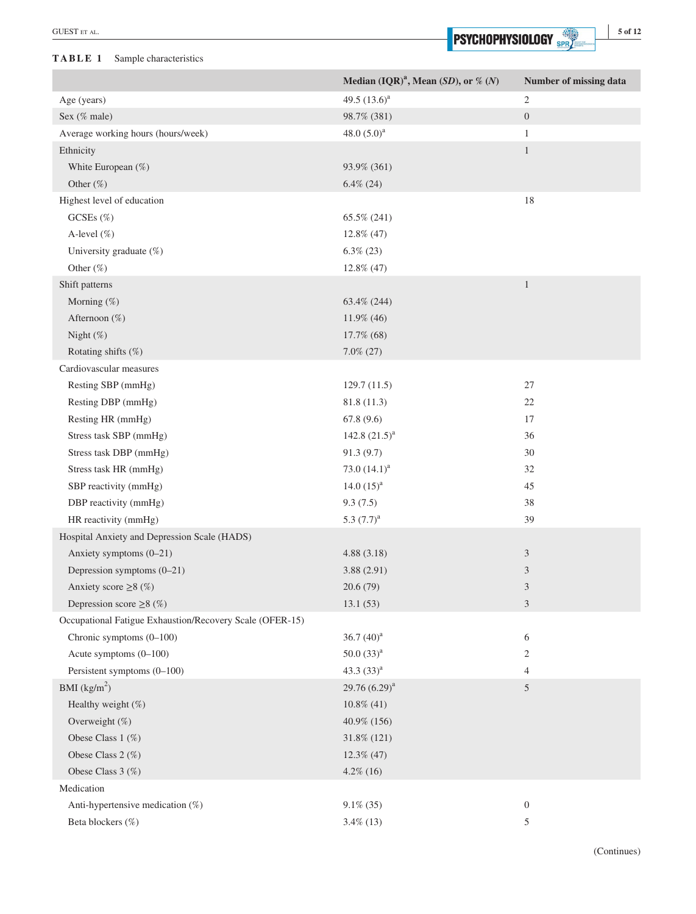**TABLE 1** Sample characteristics

| | Median (IQR)[a], Mean (*SD*), or % (*N*) | Number of missing data |
|---|---|---|
| Age (years) | 49.5 (13.6)[a] | 2 |
| Sex (% male) | 98.7% (381) | 0 |
| Average working hours (hours/week) | 48.0 (5.0)[a] | 1 |
| Ethnicity | | 1 |
| White European (%) | 93.9% (361) | |
| Other (%) | 6.4% (24) | |
| Highest level of education | | 18 |
| GCSEs (%) | 65.5% (241) | |
| A-level (%) | 12.8% (47) | |
| University graduate (%) | 6.3% (23) | |
| Other (%) | 12.8% (47) | |
| Shift patterns | | 1 |
| Morning (%) | 63.4% (244) | |
| Afternoon (%) | 11.9% (46) | |
| Night (%) | 17.7% (68) | |
| Rotating shifts (%) | 7.0% (27) | |
| Cardiovascular measures | | |
| Resting SBP (mmHg) | 129.7 (11.5) | 27 |
| Resting DBP (mmHg) | 81.8 (11.3) | 22 |
| Resting HR (mmHg) | 67.8 (9.6) | 17 |
| Stress task SBP (mmHg) | 142.8 (21.5)[a] | 36 |
| Stress task DBP (mmHg) | 91.3 (9.7) | 30 |
| Stress task HR (mmHg) | 73.0 (14.1)[a] | 32 |
| SBP reactivity (mmHg) | 14.0 (15)[a] | 45 |
| DBP reactivity (mmHg) | 9.3 (7.5) | 38 |
| HR reactivity (mmHg) | 5.3 (7.7)[a] | 39 |
| Hospital Anxiety and Depression Scale (HADS) | | |
| Anxiety symptoms (0–21) | 4.88 (3.18) | 3 |
| Depression symptoms (0–21) | 3.88 (2.91) | 3 |
| Anxiety score ≥8 (%) | 20.6 (79) | 3 |
| Depression score ≥8 (%) | 13.1 (53) | 3 |
| Occupational Fatigue Exhaustion/Recovery Scale (OFER-15) | | |
| Chronic symptoms (0–100) | 36.7 (40)[a] | 6 |
| Acute symptoms (0–100) | 50.0 (33)[a] | 2 |
| Persistent symptoms (0–100) | 43.3 (33)[a] | 4 |
| BMI (kg/m$^2$) | 29.76 (6.29)[a] | 5 |
| Healthy weight (%) | 10.8% (41) | |
| Overweight (%) | 40.9% (156) | |
| Obese Class 1 (%) | 31.8% (121) | |
| Obese Class 2 (%) | 12.3% (47) | |
| Obese Class 3 (%) | 4.2% (16) | |
| Medication | | |
| Anti-hypertensive medication (%) | 9.1% (35) | 0 |
| Beta blockers (%) | 3.4% (13) | 5 |

(Continues)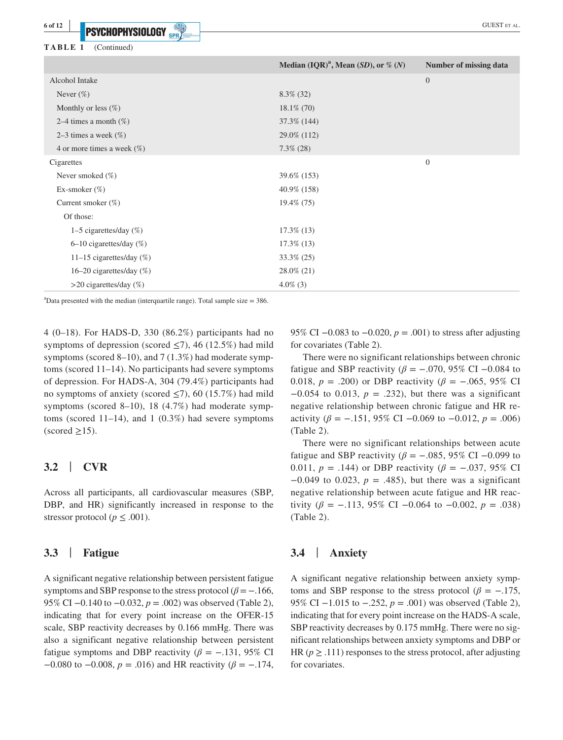**TABLE 1** (Continued)

| | Median (IQR)[a], Mean (*SD*), or % (*N*) | Number of missing data |
|---|---|---|
| Alcohol Intake | | 0 |
| Never (%) | 8.3% (32) | |
| Monthly or less (%) | 18.1% (70) | |
| 2–4 times a month (%) | 37.3% (144) | |
| 2–3 times a week (%) | 29.0% (112) | |
| 4 or more times a week (%) | 7.3% (28) | |
| Cigarettes | | 0 |
| Never smoked (%) | 39.6% (153) | |
| Ex-smoker (%) | 40.9% (158) | |
| Current smoker (%) | 19.4% (75) | |
| Of those: | | |
| 1–5 cigarettes/day (%) | 17.3% (13) | |
| 6–10 cigarettes/day (%) | 17.3% (13) | |
| 11–15 cigarettes/day (%) | 33.3% (25) | |
| 16–20 cigarettes/day (%) | 28.0% (21) | |
| >20 cigarettes/day (%) | 4.0% (3) | |

[a]Data presented with the median (interquartile range). Total sample size = 386.

4 (0–18). For HADS-D, 330 (86.2%) participants had no symptoms of depression (scored ≤7), 46 (12.5%) had mild symptoms (scored 8–10), and 7 (1.3%) had moderate symptoms (scored 11–14). No participants had severe symptoms of depression. For HADS-A, 304 (79.4%) participants had no symptoms of anxiety (scored ≤7), 60 (15.7%) had mild symptoms (scored 8–10), 18 (4.7%) had moderate symptoms (scored 11–14), and 1 (0.3%) had severe symptoms (scored ≥15).

## 3.2 | CVR

Across all participants, all cardiovascular measures (SBP, DBP, and HR) significantly increased in response to the stressor protocol ($p \leq .001$).

## 3.3 | Fatigue

A significant negative relationship between persistent fatigue symptoms and SBP response to the stress protocol ($\beta = -.166$, 95% CI −0.140 to −0.032, $p = .002$) was observed (Table 2), indicating that for every point increase on the OFER-15 scale, SBP reactivity decreases by 0.166 mmHg. There was also a significant negative relationship between persistent fatigue symptoms and DBP reactivity ($\beta = -.131$, 95% CI −0.080 to −0.008, $p = .016$) and HR reactivity ($\beta = -.174$, 95% CI −0.083 to −0.020, $p = .001$) to stress after adjusting for covariates (Table 2).

There were no significant relationships between chronic fatigue and SBP reactivity ($\beta = -.070$, 95% CI −0.084 to 0.018, $p = .200$) or DBP reactivity ($\beta = -.065$, 95% CI −0.054 to 0.013, $p = .232$), but there was a significant negative relationship between chronic fatigue and HR reactivity ($\beta = -.151$, 95% CI −0.069 to −0.012, $p = .006$) (Table 2).

There were no significant relationships between acute fatigue and SBP reactivity ($\beta = -.085$, 95% CI −0.099 to 0.011, $p = .144$) or DBP reactivity ($\beta = -.037$, 95% CI −0.049 to 0.023, $p = .485$), but there was a significant negative relationship between acute fatigue and HR reactivity ($\beta = -.113$, 95% CI −0.064 to −0.002, $p = .038$) (Table 2).

## 3.4 | Anxiety

A significant negative relationship between anxiety symptoms and SBP response to the stress protocol ($\beta = -.175$, 95% CI −1.015 to −.252, $p = .001$) was observed (Table 2), indicating that for every point increase on the HADS-A scale, SBP reactivity decreases by 0.175 mmHg. There were no significant relationships between anxiety symptoms and DBP or HR ($p \geq .111$) responses to the stress protocol, after adjusting for covariates.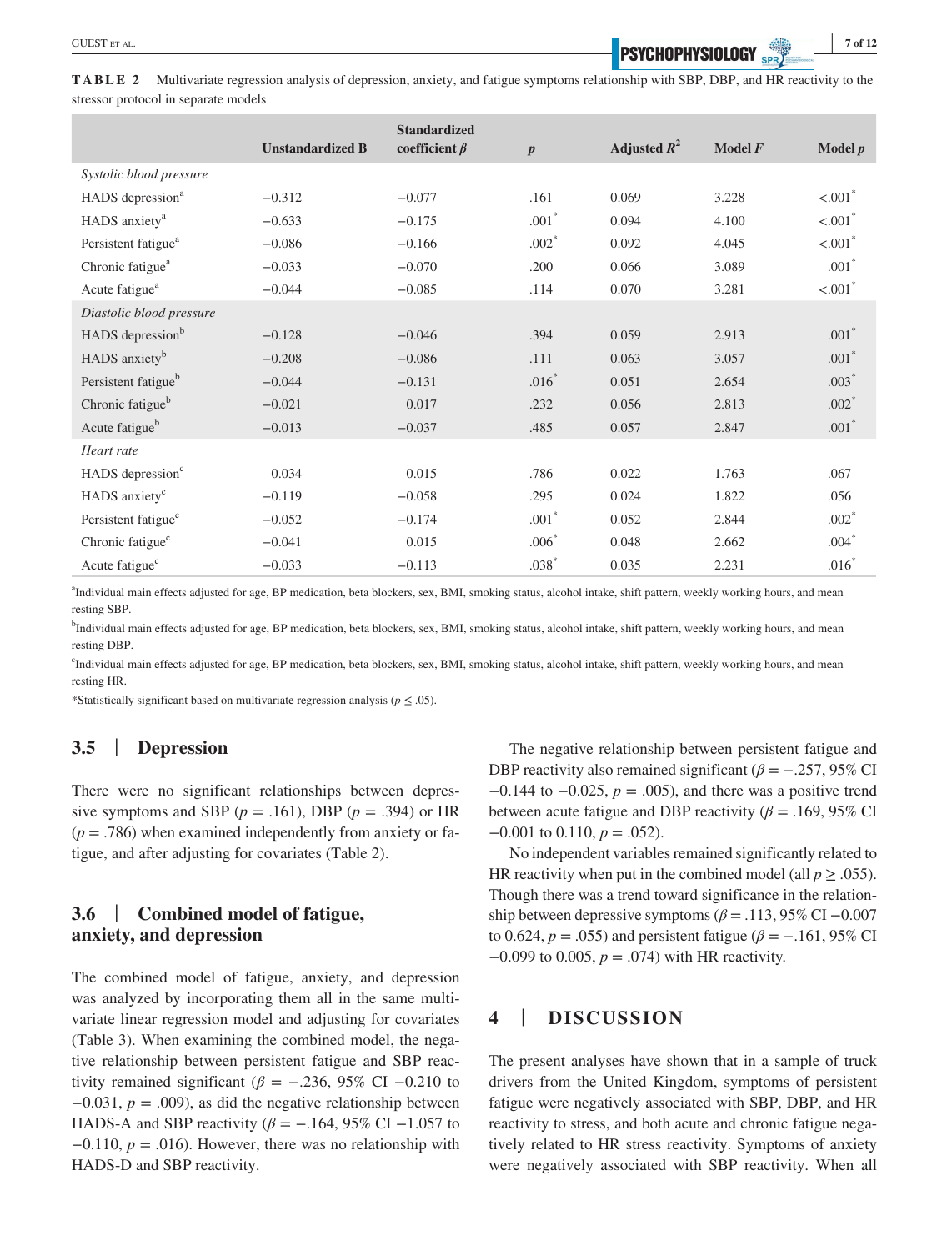**TABLE 2** Multivariate regression analysis of depression, anxiety, and fatigue symptoms relationship with SBP, DBP, and HR reactivity to the stressor protocol in separate models

| | Unstandardized B | Standardized coefficient $\beta$ | $p$ | Adjusted $R^2$ | Model $F$ | Model $p$ |
|---|---|---|---|---|---|---|
| *Systolic blood pressure* | | | | | | |
| HADS depression[a] | −0.312 | −0.077 | .161 | 0.069 | 3.228 | <.001* |
| HADS anxiety[a] | −0.633 | −0.175 | .001* | 0.094 | 4.100 | <.001* |
| Persistent fatigue[a] | −0.086 | −0.166 | .002* | 0.092 | 4.045 | <.001* |
| Chronic fatigue[a] | −0.033 | −0.070 | .200 | 0.066 | 3.089 | .001* |
| Acute fatigue[a] | −0.044 | −0.085 | .114 | 0.070 | 3.281 | <.001* |
| *Diastolic blood pressure* | | | | | | |
| HADS depression[b] | −0.128 | −0.046 | .394 | 0.059 | 2.913 | .001* |
| HADS anxiety[b] | −0.208 | −0.086 | .111 | 0.063 | 3.057 | .001* |
| Persistent fatigue[b] | −0.044 | −0.131 | .016* | 0.051 | 2.654 | .003* |
| Chronic fatigue[b] | −0.021 | 0.017 | .232 | 0.056 | 2.813 | .002* |
| Acute fatigue[b] | −0.013 | −0.037 | .485 | 0.057 | 2.847 | .001* |
| *Heart rate* | | | | | | |
| HADS depression[c] | 0.034 | 0.015 | .786 | 0.022 | 1.763 | .067 |
| HADS anxiety[c] | −0.119 | −0.058 | .295 | 0.024 | 1.822 | .056 |
| Persistent fatigue[c] | −0.052 | −0.174 | .001* | 0.052 | 2.844 | .002* |
| Chronic fatigue[c] | −0.041 | 0.015 | .006* | 0.048 | 2.662 | .004* |
| Acute fatigue[c] | −0.033 | −0.113 | .038* | 0.035 | 2.231 | .016* |

[a]Individual main effects adjusted for age, BP medication, beta blockers, sex, BMI, smoking status, alcohol intake, shift pattern, weekly working hours, and mean resting SBP.

[b]Individual main effects adjusted for age, BP medication, beta blockers, sex, BMI, smoking status, alcohol intake, shift pattern, weekly working hours, and mean resting DBP.

[c]Individual main effects adjusted for age, BP medication, beta blockers, sex, BMI, smoking status, alcohol intake, shift pattern, weekly working hours, and mean resting HR.

*Statistically significant based on multivariate regression analysis ($p \leq .05$).

## 3.5 | Depression

There were no significant relationships between depressive symptoms and SBP ($p$ = .161), DBP ($p$ = .394) or HR ($p$ = .786) when examined independently from anxiety or fatigue, and after adjusting for covariates (Table 2).

## 3.6 | Combined model of fatigue, anxiety, and depression

The combined model of fatigue, anxiety, and depression was analyzed by incorporating them all in the same multivariate linear regression model and adjusting for covariates (Table 3). When examining the combined model, the negative relationship between persistent fatigue and SBP reactivity remained significant ($\beta$ = −.236, 95% CI −0.210 to −0.031, $p$ = .009), as did the negative relationship between HADS-A and SBP reactivity ($\beta$ = −.164, 95% CI −1.057 to −0.110, $p$ = .016). However, there was no relationship with HADS-D and SBP reactivity.

The negative relationship between persistent fatigue and DBP reactivity also remained significant ($\beta$ = −.257, 95% CI −0.144 to −0.025, $p$ = .005), and there was a positive trend between acute fatigue and DBP reactivity ($\beta$ = .169, 95% CI −0.001 to 0.110, $p$ = .052).

No independent variables remained significantly related to HR reactivity when put in the combined model (all $p \geq .055$). Though there was a trend toward significance in the relationship between depressive symptoms ($\beta$ = .113, 95% CI −0.007 to 0.624, $p$ = .055) and persistent fatigue ($\beta$ = −.161, 95% CI −0.099 to 0.005, $p$ = .074) with HR reactivity.

# 4 | DISCUSSION

The present analyses have shown that in a sample of truck drivers from the United Kingdom, symptoms of persistent fatigue were negatively associated with SBP, DBP, and HR reactivity to stress, and both acute and chronic fatigue negatively related to HR stress reactivity. Symptoms of anxiety were negatively associated with SBP reactivity. When all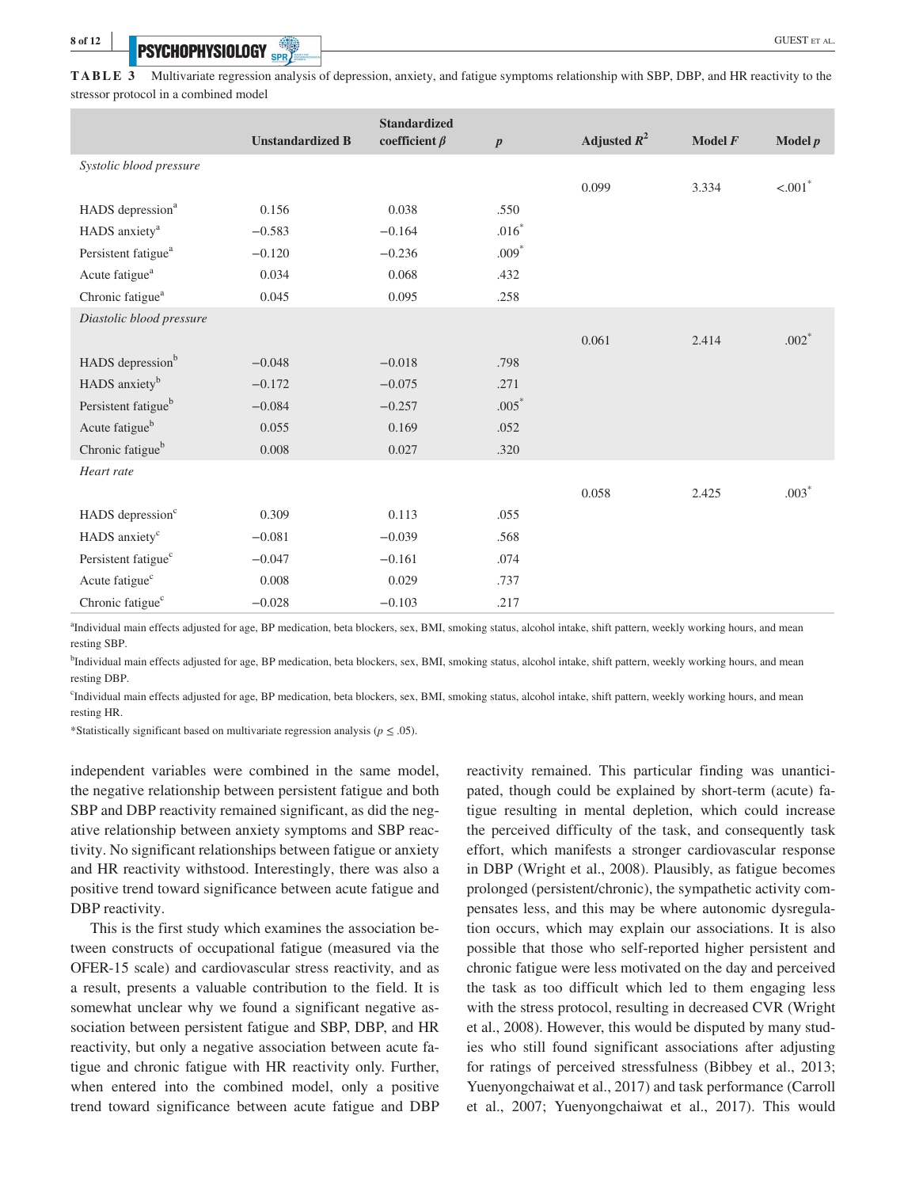**TABLE 3** Multivariate regression analysis of depression, anxiety, and fatigue symptoms relationship with SBP, DBP, and HR reactivity to the stressor protocol in a combined model

| | Unstandardized B | Standardized coefficient $\beta$ | $p$ | Adjusted $R^2$ | Model $F$ | Model $p$ |
|---|---|---|---|---|---|---|
| *Systolic blood pressure* | | | | | | |
| | | | | 0.099 | 3.334 | <.001* |
| HADS depression[a] | 0.156 | 0.038 | .550 | | | |
| HADS anxiety[a] | −0.583 | −0.164 | .016* | | | |
| Persistent fatigue[a] | −0.120 | −0.236 | .009* | | | |
| Acute fatigue[a] | 0.034 | 0.068 | .432 | | | |
| Chronic fatigue[a] | 0.045 | 0.095 | .258 | | | |
| *Diastolic blood pressure* | | | | | | |
| | | | | 0.061 | 2.414 | .002* |
| HADS depression[b] | −0.048 | −0.018 | .798 | | | |
| HADS anxiety[b] | −0.172 | −0.075 | .271 | | | |
| Persistent fatigue[b] | −0.084 | −0.257 | .005* | | | |
| Acute fatigue[b] | 0.055 | 0.169 | .052 | | | |
| Chronic fatigue[b] | 0.008 | 0.027 | .320 | | | |
| *Heart rate* | | | | | | |
| | | | | 0.058 | 2.425 | .003* |
| HADS depression[c] | 0.309 | 0.113 | .055 | | | |
| HADS anxiety[c] | −0.081 | −0.039 | .568 | | | |
| Persistent fatigue[c] | −0.047 | −0.161 | .074 | | | |
| Acute fatigue[c] | 0.008 | 0.029 | .737 | | | |
| Chronic fatigue[c] | −0.028 | −0.103 | .217 | | | |

[a]Individual main effects adjusted for age, BP medication, beta blockers, sex, BMI, smoking status, alcohol intake, shift pattern, weekly working hours, and mean resting SBP.

[b]Individual main effects adjusted for age, BP medication, beta blockers, sex, BMI, smoking status, alcohol intake, shift pattern, weekly working hours, and mean resting DBP.

[c]Individual main effects adjusted for age, BP medication, beta blockers, sex, BMI, smoking status, alcohol intake, shift pattern, weekly working hours, and mean resting HR.

*Statistically significant based on multivariate regression analysis ($p \leq .05$).

independent variables were combined in the same model, the negative relationship between persistent fatigue and both SBP and DBP reactivity remained significant, as did the negative relationship between anxiety symptoms and SBP reactivity. No significant relationships between fatigue or anxiety and HR reactivity withstood. Interestingly, there was also a positive trend toward significance between acute fatigue and DBP reactivity.

This is the first study which examines the association between constructs of occupational fatigue (measured via the OFER-15 scale) and cardiovascular stress reactivity, and as a result, presents a valuable contribution to the field. It is somewhat unclear why we found a significant negative association between persistent fatigue and SBP, DBP, and HR reactivity, but only a negative association between acute fatigue and chronic fatigue with HR reactivity only. Further, when entered into the combined model, only a positive trend toward significance between acute fatigue and DBP reactivity remained. This particular finding was unanticipated, though could be explained by short-term (acute) fatigue resulting in mental depletion, which could increase the perceived difficulty of the task, and consequently task effort, which manifests a stronger cardiovascular response in DBP (Wright et al., 2008). Plausibly, as fatigue becomes prolonged (persistent/chronic), the sympathetic activity compensates less, and this may be where autonomic dysregulation occurs, which may explain our associations. It is also possible that those who self-reported higher persistent and chronic fatigue were less motivated on the day and perceived the task as too difficult which led to them engaging less with the stress protocol, resulting in decreased CVR (Wright et al., 2008). However, this would be disputed by many studies who still found significant associations after adjusting for ratings of perceived stressfulness (Bibbey et al., 2013; Yuenyongchaiwat et al., 2017) and task performance (Carroll et al., 2007; Yuenyongchaiwat et al., 2017). This would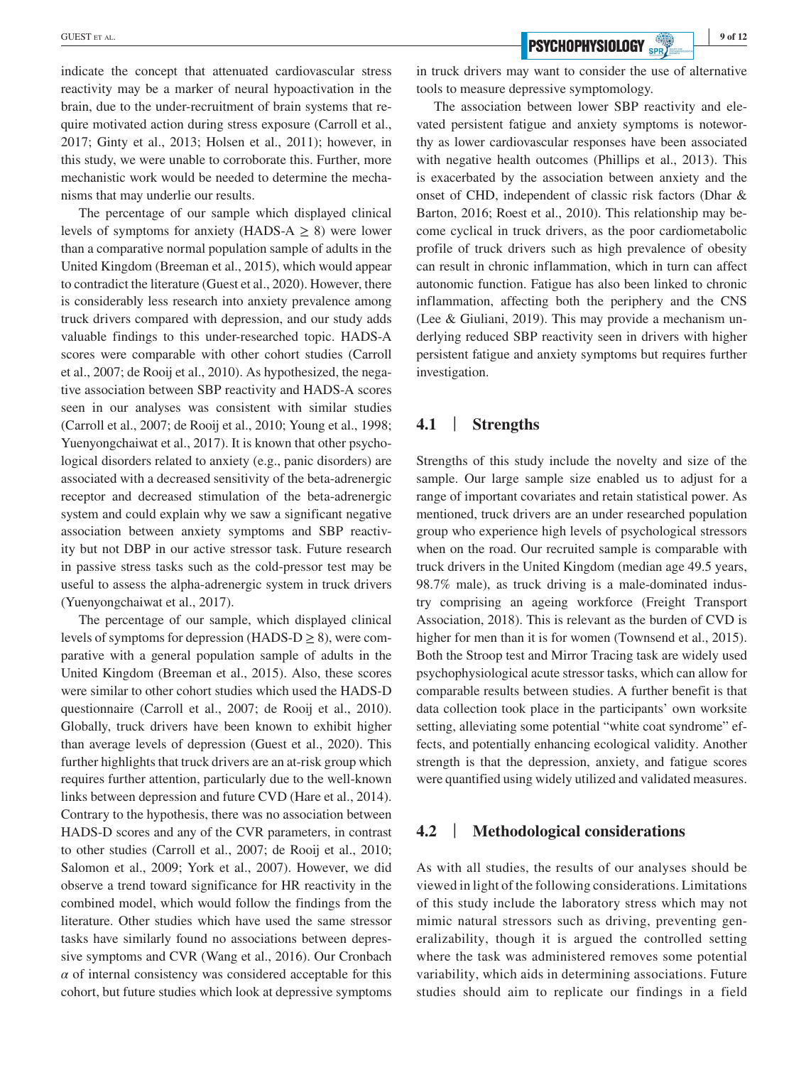indicate the concept that attenuated cardiovascular stress reactivity may be a marker of neural hypoactivation in the brain, due to the under-recruitment of brain systems that require motivated action during stress exposure (Carroll et al., 2017; Ginty et al., 2013; Holsen et al., 2011); however, in this study, we were unable to corroborate this. Further, more mechanistic work would be needed to determine the mechanisms that may underlie our results.

The percentage of our sample which displayed clinical levels of symptoms for anxiety (HADS-A $\geq$ 8) were lower than a comparative normal population sample of adults in the United Kingdom (Breeman et al., 2015), which would appear to contradict the literature (Guest et al., 2020). However, there is considerably less research into anxiety prevalence among truck drivers compared with depression, and our study adds valuable findings to this under-researched topic. HADS-A scores were comparable with other cohort studies (Carroll et al., 2007; de Rooij et al., 2010). As hypothesized, the negative association between SBP reactivity and HADS-A scores seen in our analyses was consistent with similar studies (Carroll et al., 2007; de Rooij et al., 2010; Young et al., 1998; Yuenyongchaiwat et al., 2017). It is known that other psychological disorders related to anxiety (e.g., panic disorders) are associated with a decreased sensitivity of the beta-adrenergic receptor and decreased stimulation of the beta-adrenergic system and could explain why we saw a significant negative association between anxiety symptoms and SBP reactivity but not DBP in our active stressor task. Future research in passive stress tasks such as the cold-pressor test may be useful to assess the alpha-adrenergic system in truck drivers (Yuenyongchaiwat et al., 2017).

The percentage of our sample, which displayed clinical levels of symptoms for depression (HADS-D $\geq$ 8), were comparative with a general population sample of adults in the United Kingdom (Breeman et al., 2015). Also, these scores were similar to other cohort studies which used the HADS-D questionnaire (Carroll et al., 2007; de Rooij et al., 2010). Globally, truck drivers have been known to exhibit higher than average levels of depression (Guest et al., 2020). This further highlights that truck drivers are an at-risk group which requires further attention, particularly due to the well-known links between depression and future CVD (Hare et al., 2014). Contrary to the hypothesis, there was no association between HADS-D scores and any of the CVR parameters, in contrast to other studies (Carroll et al., 2007; de Rooij et al., 2010; Salomon et al., 2009; York et al., 2007). However, we did observe a trend toward significance for HR reactivity in the combined model, which would follow the findings from the literature. Other studies which have used the same stressor tasks have similarly found no associations between depressive symptoms and CVR (Wang et al., 2016). Our Cronbach $\alpha$ of internal consistency was considered acceptable for this cohort, but future studies which look at depressive symptoms in truck drivers may want to consider the use of alternative tools to measure depressive symptomology.

The association between lower SBP reactivity and elevated persistent fatigue and anxiety symptoms is noteworthy as lower cardiovascular responses have been associated with negative health outcomes (Phillips et al., 2013). This is exacerbated by the association between anxiety and the onset of CHD, independent of classic risk factors (Dhar & Barton, 2016; Roest et al., 2010). This relationship may become cyclical in truck drivers, as the poor cardiometabolic profile of truck drivers such as high prevalence of obesity can result in chronic inflammation, which in turn can affect autonomic function. Fatigue has also been linked to chronic inflammation, affecting both the periphery and the CNS (Lee & Giuliani, 2019). This may provide a mechanism underlying reduced SBP reactivity seen in drivers with higher persistent fatigue and anxiety symptoms but requires further investigation.

## 4.1 | Strengths

Strengths of this study include the novelty and size of the sample. Our large sample size enabled us to adjust for a range of important covariates and retain statistical power. As mentioned, truck drivers are an under researched population group who experience high levels of psychological stressors when on the road. Our recruited sample is comparable with truck drivers in the United Kingdom (median age 49.5 years, 98.7% male), as truck driving is a male-dominated industry comprising an ageing workforce (Freight Transport Association, 2018). This is relevant as the burden of CVD is higher for men than it is for women (Townsend et al., 2015). Both the Stroop test and Mirror Tracing task are widely used psychophysiological acute stressor tasks, which can allow for comparable results between studies. A further benefit is that data collection took place in the participants' own worksite setting, alleviating some potential "white coat syndrome" effects, and potentially enhancing ecological validity. Another strength is that the depression, anxiety, and fatigue scores were quantified using widely utilized and validated measures.

## 4.2 | Methodological considerations

As with all studies, the results of our analyses should be viewed in light of the following considerations. Limitations of this study include the laboratory stress which may not mimic natural stressors such as driving, preventing generalizability, though it is argued the controlled setting where the task was administered removes some potential variability, which aids in determining associations. Future studies should aim to replicate our findings in a field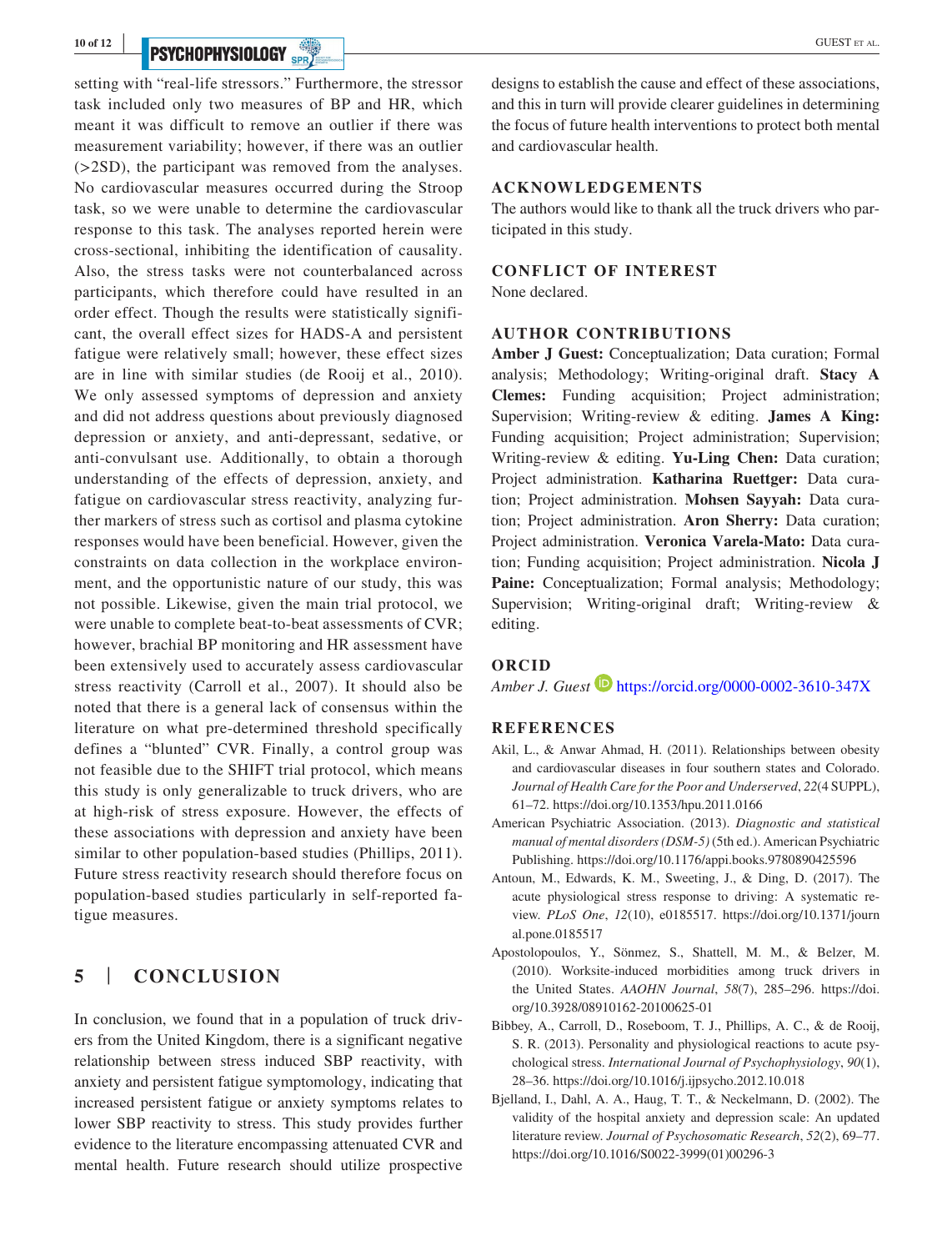setting with "real-life stressors." Furthermore, the stressor task included only two measures of BP and HR, which meant it was difficult to remove an outlier if there was measurement variability; however, if there was an outlier (>2SD), the participant was removed from the analyses. No cardiovascular measures occurred during the Stroop task, so we were unable to determine the cardiovascular response to this task. The analyses reported herein were cross-sectional, inhibiting the identification of causality. Also, the stress tasks were not counterbalanced across participants, which therefore could have resulted in an order effect. Though the results were statistically significant, the overall effect sizes for HADS-A and persistent fatigue were relatively small; however, these effect sizes are in line with similar studies (de Rooij et al., 2010). We only assessed symptoms of depression and anxiety and did not address questions about previously diagnosed depression or anxiety, and anti-depressant, sedative, or anti-convulsant use. Additionally, to obtain a thorough understanding of the effects of depression, anxiety, and fatigue on cardiovascular stress reactivity, analyzing further markers of stress such as cortisol and plasma cytokine responses would have been beneficial. However, given the constraints on data collection in the workplace environment, and the opportunistic nature of our study, this was not possible. Likewise, given the main trial protocol, we were unable to complete beat-to-beat assessments of CVR; however, brachial BP monitoring and HR assessment have been extensively used to accurately assess cardiovascular stress reactivity (Carroll et al., 2007). It should also be noted that there is a general lack of consensus within the literature on what pre-determined threshold specifically defines a "blunted" CVR. Finally, a control group was not feasible due to the SHIFT trial protocol, which means this study is only generalizable to truck drivers, who are at high-risk of stress exposure. However, the effects of these associations with depression and anxiety have been similar to other population-based studies (Phillips, 2011). Future stress reactivity research should therefore focus on population-based studies particularly in self-reported fatigue measures.

## 5 | CONCLUSION

In conclusion, we found that in a population of truck drivers from the United Kingdom, there is a significant negative relationship between stress induced SBP reactivity, with anxiety and persistent fatigue symptomology, indicating that increased persistent fatigue or anxiety symptoms relates to lower SBP reactivity to stress. This study provides further evidence to the literature encompassing attenuated CVR and mental health. Future research should utilize prospective designs to establish the cause and effect of these associations, and this in turn will provide clearer guidelines in determining the focus of future health interventions to protect both mental and cardiovascular health.

## ACKNOWLEDGEMENTS

The authors would like to thank all the truck drivers who participated in this study.

## CONFLICT OF INTEREST

None declared.

## AUTHOR CONTRIBUTIONS

**Amber J Guest:** Conceptualization; Data curation; Formal analysis; Methodology; Writing-original draft. **Stacy A Clemes:** Funding acquisition; Project administration; Supervision; Writing-review & editing. **James A King:** Funding acquisition; Project administration; Supervision; Writing-review & editing. **Yu-Ling Chen:** Data curation; Project administration. **Katharina Ruettger:** Data curation; Project administration. **Mohsen Sayyah:** Data curation; Project administration. **Aron Sherry:** Data curation; Project administration. **Veronica Varela-Mato:** Data curation; Funding acquisition; Project administration. **Nicola J Paine:** Conceptualization; Formal analysis; Methodology; Supervision; Writing-original draft; Writing-review & editing.

## ORCID

*Amber J. Guest* https://orcid.org/0000-0002-3610-347X

## REFERENCES

Akil, L., & Anwar Ahmad, H. (2011). Relationships between obesity and cardiovascular diseases in four southern states and Colorado. *Journal of Health Care for the Poor and Underserved*, *22*(4 SUPPL), 61–72. https://doi.org/10.1353/hpu.2011.0166

American Psychiatric Association. (2013). *Diagnostic and statistical manual of mental disorders (DSM-5)* (5th ed.). American Psychiatric Publishing. https://doi.org/10.1176/appi.books.9780890425596

Antoun, M., Edwards, K. M., Sweeting, J., & Ding, D. (2017). The acute physiological stress response to driving: A systematic review. *PLoS One*, *12*(10), e0185517. https://doi.org/10.1371/journal.pone.0185517

Apostolopoulos, Y., Sönmez, S., Shattell, M. M., & Belzer, M. (2010). Worksite-induced morbidities among truck drivers in the United States. *AAOHN Journal*, *58*(7), 285–296. https://doi.org/10.3928/08910162-20100625-01

Bibbey, A., Carroll, D., Roseboom, T. J., Phillips, A. C., & de Rooij, S. R. (2013). Personality and physiological reactions to acute psychological stress. *International Journal of Psychophysiology*, *90*(1), 28–36. https://doi.org/10.1016/j.ijpsycho.2012.10.018

Bjelland, I., Dahl, A. A., Haug, T. T., & Neckelmann, D. (2002). The validity of the hospital anxiety and depression scale: An updated literature review. *Journal of Psychosomatic Research*, *52*(2), 69–77. https://doi.org/10.1016/S0022-3999(01)00296-3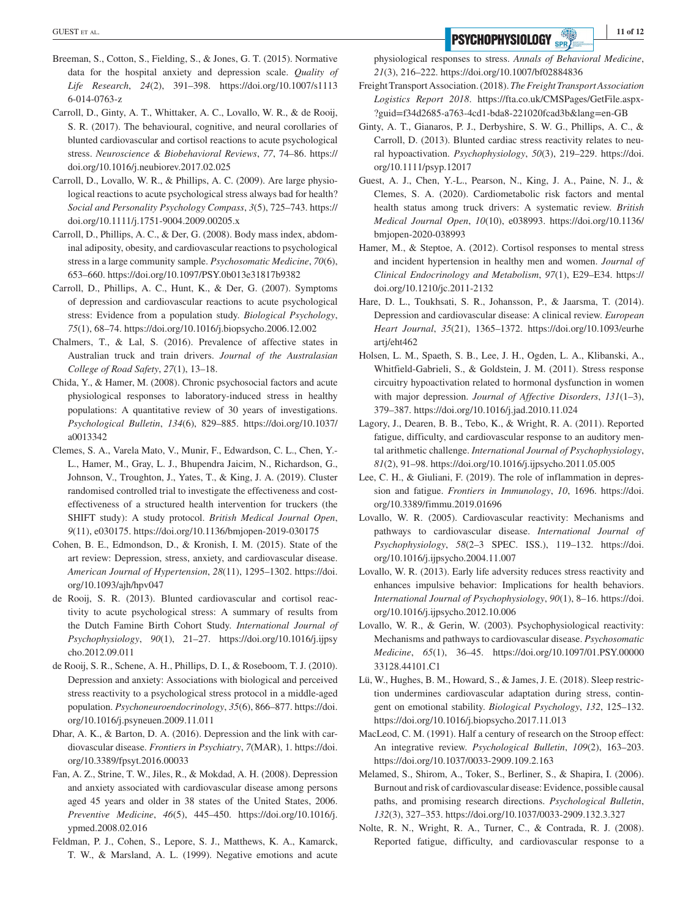Breeman, S., Cotton, S., Fielding, S., & Jones, G. T. (2015). Normative data for the hospital anxiety and depression scale. *Quality of Life Research*, *24*(2), 391–398. https://doi.org/10.1007/s11136-014-0763-z

Carroll, D., Ginty, A. T., Whittaker, A. C., Lovallo, W. R., & de Rooij, S. R. (2017). The behavioural, cognitive, and neural corollaries of blunted cardiovascular and cortisol reactions to acute psychological stress. *Neuroscience & Biobehavioral Reviews*, *77*, 74–86. https://doi.org/10.1016/j.neubiorev.2017.02.025

Carroll, D., Lovallo, W. R., & Phillips, A. C. (2009). Are large physiological reactions to acute psychological stress always bad for health? *Social and Personality Psychology Compass*, *3*(5), 725–743. https://doi.org/10.1111/j.1751-9004.2009.00205.x

Carroll, D., Phillips, A. C., & Der, G. (2008). Body mass index, abdominal adiposity, obesity, and cardiovascular reactions to psychological stress in a large community sample. *Psychosomatic Medicine*, *70*(6), 653–660. https://doi.org/10.1097/PSY.0b013e31817b9382

Carroll, D., Phillips, A. C., Hunt, K., & Der, G. (2007). Symptoms of depression and cardiovascular reactions to acute psychological stress: Evidence from a population study. *Biological Psychology*, *75*(1), 68–74. https://doi.org/10.1016/j.biopsycho.2006.12.002

Chalmers, T., & Lal, S. (2016). Prevalence of affective states in Australian truck and train drivers. *Journal of the Australasian College of Road Safety*, *27*(1), 13–18.

Chida, Y., & Hamer, M. (2008). Chronic psychosocial factors and acute physiological responses to laboratory-induced stress in healthy populations: A quantitative review of 30 years of investigations. *Psychological Bulletin*, *134*(6), 829–885. https://doi.org/10.1037/a0013342

Clemes, S. A., Varela Mato, V., Munir, F., Edwardson, C. L., Chen, Y.-L., Hamer, M., Gray, L. J., Bhupendra Jaicim, N., Richardson, G., Johnson, V., Troughton, J., Yates, T., & King, J. A. (2019). Cluster randomised controlled trial to investigate the effectiveness and cost-effectiveness of a structured health intervention for truckers (the SHIFT study): A study protocol. *British Medical Journal Open*, *9*(11), e030175. https://doi.org/10.1136/bmjopen-2019-030175

Cohen, B. E., Edmondson, D., & Kronish, I. M. (2015). State of the art review: Depression, stress, anxiety, and cardiovascular disease. *American Journal of Hypertension*, *28*(11), 1295–1302. https://doi.org/10.1093/ajh/hpv047

de Rooij, S. R. (2013). Blunted cardiovascular and cortisol reactivity to acute psychological stress: A summary of results from the Dutch Famine Birth Cohort Study. *International Journal of Psychophysiology*, *90*(1), 21–27. https://doi.org/10.1016/j.ijpsycho.2012.09.011

de Rooij, S. R., Schene, A. H., Phillips, D. I., & Roseboom, T. J. (2010). Depression and anxiety: Associations with biological and perceived stress reactivity to a psychological stress protocol in a middle-aged population. *Psychoneuroendocrinology*, *35*(6), 866–877. https://doi.org/10.1016/j.psyneuen.2009.11.011

Dhar, A. K., & Barton, D. A. (2016). Depression and the link with cardiovascular disease. *Frontiers in Psychiatry*, *7*(MAR), 1. https://doi.org/10.3389/fpsyt.2016.00033

Fan, A. Z., Strine, T. W., Jiles, R., & Mokdad, A. H. (2008). Depression and anxiety associated with cardiovascular disease among persons aged 45 years and older in 38 states of the United States, 2006. *Preventive Medicine*, *46*(5), 445–450. https://doi.org/10.1016/j.ypmed.2008.02.016

Feldman, P. J., Cohen, S., Lepore, S. J., Matthews, K. A., Kamarck, T. W., & Marsland, A. L. (1999). Negative emotions and acute physiological responses to stress. *Annals of Behavioral Medicine*, *21*(3), 216–222. https://doi.org/10.1007/bf02884836

Freight Transport Association. (2018). *The Freight Transport Association Logistics Report 2018*. https://fta.co.uk/CMSPages/GetFile.aspx?guid=f34d2685-a763-4cd1-bda8-221020fcad3b&lang=en-GB

Ginty, A. T., Gianaros, P. J., Derbyshire, S. W. G., Phillips, A. C., & Carroll, D. (2013). Blunted cardiac stress reactivity relates to neural hypoactivation. *Psychophysiology*, *50*(3), 219–229. https://doi.org/10.1111/psyp.12017

Guest, A. J., Chen, Y.-L., Pearson, N., King, J. A., Paine, N. J., & Clemes, S. A. (2020). Cardiometabolic risk factors and mental health status among truck drivers: A systematic review. *British Medical Journal Open*, *10*(10), e038993. https://doi.org/10.1136/bmjopen-2020-038993

Hamer, M., & Steptoe, A. (2012). Cortisol responses to mental stress and incident hypertension in healthy men and women. *Journal of Clinical Endocrinology and Metabolism*, *97*(1), E29–E34. https://doi.org/10.1210/jc.2011-2132

Hare, D. L., Toukhsati, S. R., Johansson, P., & Jaarsma, T. (2014). Depression and cardiovascular disease: A clinical review. *European Heart Journal*, *35*(21), 1365–1372. https://doi.org/10.1093/eurheartj/eht462

Holsen, L. M., Spaeth, S. B., Lee, J. H., Ogden, L. A., Klibanski, A., Whitfield-Gabrieli, S., & Goldstein, J. M. (2011). Stress response circuitry hypoactivation related to hormonal dysfunction in women with major depression. *Journal of Affective Disorders*, *131*(1–3), 379–387. https://doi.org/10.1016/j.jad.2010.11.024

Lagory, J., Dearen, B. B., Tebo, K., & Wright, R. A. (2011). Reported fatigue, difficulty, and cardiovascular response to an auditory mental arithmetic challenge. *International Journal of Psychophysiology*, *81*(2), 91–98. https://doi.org/10.1016/j.ijpsycho.2011.05.005

Lee, C. H., & Giuliani, F. (2019). The role of inflammation in depression and fatigue. *Frontiers in Immunology*, *10*, 1696. https://doi.org/10.3389/fimmu.2019.01696

Lovallo, W. R. (2005). Cardiovascular reactivity: Mechanisms and pathways to cardiovascular disease. *International Journal of Psychophysiology*, *58*(2–3 SPEC. ISS.), 119–132. https://doi.org/10.1016/j.ijpsycho.2004.11.007

Lovallo, W. R. (2013). Early life adversity reduces stress reactivity and enhances impulsive behavior: Implications for health behaviors. *International Journal of Psychophysiology*, *90*(1), 8–16. https://doi.org/10.1016/j.ijpsycho.2012.10.006

Lovallo, W. R., & Gerin, W. (2003). Psychophysiological reactivity: Mechanisms and pathways to cardiovascular disease. *Psychosomatic Medicine*, *65*(1), 36–45. https://doi.org/10.1097/01.PSY.0000033128.44101.C1

Lü, W., Hughes, B. M., Howard, S., & James, J. E. (2018). Sleep restriction undermines cardiovascular adaptation during stress, contingent on emotional stability. *Biological Psychology*, *132*, 125–132. https://doi.org/10.1016/j.biopsycho.2017.11.013

MacLeod, C. M. (1991). Half a century of research on the Stroop effect: An integrative review. *Psychological Bulletin*, *109*(2), 163–203. https://doi.org/10.1037/0033-2909.109.2.163

Melamed, S., Shirom, A., Toker, S., Berliner, S., & Shapira, I. (2006). Burnout and risk of cardiovascular disease: Evidence, possible causal paths, and promising research directions. *Psychological Bulletin*, *132*(3), 327–353. https://doi.org/10.1037/0033-2909.132.3.327

Nolte, R. N., Wright, R. A., Turner, C., & Contrada, R. J. (2008). Reported fatigue, difficulty, and cardiovascular response to a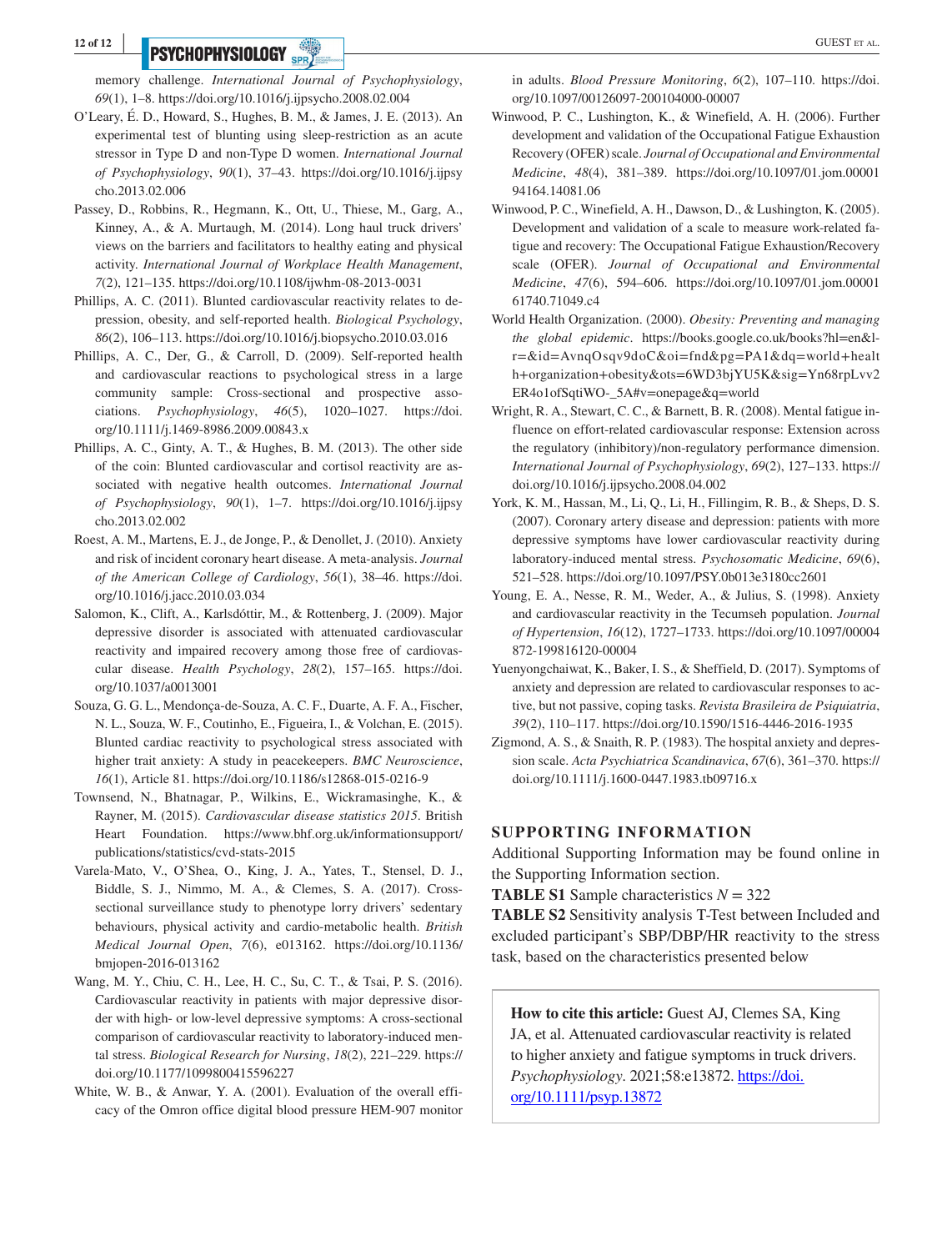memory challenge. *International Journal of Psychophysiology*, *69*(1), 1–8. https://doi.org/10.1016/j.ijpsycho.2008.02.004

O'Leary, É. D., Howard, S., Hughes, B. M., & James, J. E. (2013). An experimental test of blunting using sleep-restriction as an acute stressor in Type D and non-Type D women. *International Journal of Psychophysiology*, *90*(1), 37–43. https://doi.org/10.1016/j.ijpsycho.2013.02.006

Passey, D., Robbins, R., Hegmann, K., Ott, U., Thiese, M., Garg, A., Kinney, A., & A. Murtaugh, M. (2014). Long haul truck drivers' views on the barriers and facilitators to healthy eating and physical activity. *International Journal of Workplace Health Management*, *7*(2), 121–135. https://doi.org/10.1108/ijwhm-08-2013-0031

Phillips, A. C. (2011). Blunted cardiovascular reactivity relates to depression, obesity, and self-reported health. *Biological Psychology*, *86*(2), 106–113. https://doi.org/10.1016/j.biopsycho.2010.03.016

Phillips, A. C., Der, G., & Carroll, D. (2009). Self-reported health and cardiovascular reactions to psychological stress in a large community sample: Cross-sectional and prospective associations. *Psychophysiology*, *46*(5), 1020–1027. https://doi.org/10.1111/j.1469-8986.2009.00843.x

Phillips, A. C., Ginty, A. T., & Hughes, B. M. (2013). The other side of the coin: Blunted cardiovascular and cortisol reactivity are associated with negative health outcomes. *International Journal of Psychophysiology*, *90*(1), 1–7. https://doi.org/10.1016/j.ijpsycho.2013.02.002

Roest, A. M., Martens, E. J., de Jonge, P., & Denollet, J. (2010). Anxiety and risk of incident coronary heart disease. A meta-analysis. *Journal of the American College of Cardiology*, *56*(1), 38–46. https://doi.org/10.1016/j.jacc.2010.03.034

Salomon, K., Clift, A., Karlsdóttir, M., & Rottenberg, J. (2009). Major depressive disorder is associated with attenuated cardiovascular reactivity and impaired recovery among those free of cardiovascular disease. *Health Psychology*, *28*(2), 157–165. https://doi.org/10.1037/a0013001

Souza, G. G. L., Mendonça-de-Souza, A. C. F., Duarte, A. F. A., Fischer, N. L., Souza, W. F., Coutinho, E., Figueira, I., & Volchan, E. (2015). Blunted cardiac reactivity to psychological stress associated with higher trait anxiety: A study in peacekeepers. *BMC Neuroscience*, *16*(1), Article 81. https://doi.org/10.1186/s12868-015-0216-9

Townsend, N., Bhatnagar, P., Wilkins, E., Wickramasinghe, K., & Rayner, M. (2015). *Cardiovascular disease statistics 2015*. British Heart Foundation. https://www.bhf.org.uk/informationsupport/publications/statistics/cvd-stats-2015

Varela-Mato, V., O'Shea, O., King, J. A., Yates, T., Stensel, D. J., Biddle, S. J., Nimmo, M. A., & Clemes, S. A. (2017). Cross-sectional surveillance study to phenotype lorry drivers' sedentary behaviours, physical activity and cardio-metabolic health. *British Medical Journal Open*, *7*(6), e013162. https://doi.org/10.1136/bmjopen-2016-013162

Wang, M. Y., Chiu, C. H., Lee, H. C., Su, C. T., & Tsai, P. S. (2016). Cardiovascular reactivity in patients with major depressive disorder with high- or low-level depressive symptoms: A cross-sectional comparison of cardiovascular reactivity to laboratory-induced mental stress. *Biological Research for Nursing*, *18*(2), 221–229. https://doi.org/10.1177/1099800415596227

White, W. B., & Anwar, Y. A. (2001). Evaluation of the overall efficacy of the Omron office digital blood pressure HEM-907 monitor in adults. *Blood Pressure Monitoring*, *6*(2), 107–110. https://doi.org/10.1097/00126097-200104000-00007

Winwood, P. C., Lushington, K., & Winefield, A. H. (2006). Further development and validation of the Occupational Fatigue Exhaustion Recovery (OFER) scale. *Journal of Occupational and Environmental Medicine*, *48*(4), 381–389. https://doi.org/10.1097/01.jom.0000194164.14081.06

Winwood, P. C., Winefield, A. H., Dawson, D., & Lushington, K. (2005). Development and validation of a scale to measure work-related fatigue and recovery: The Occupational Fatigue Exhaustion/Recovery scale (OFER). *Journal of Occupational and Environmental Medicine*, *47*(6), 594–606. https://doi.org/10.1097/01.jom.0000161740.71049.c4

World Health Organization. (2000). *Obesity: Preventing and managing the global epidemic*. https://books.google.co.uk/books?hl=en&lr=&id=AvnqOsqv9doC&oi=fnd&pg=PA1&dq=world+health+organization+obesity&ots=6WD3bjYU5K&sig=Yn68rpLvv2ER4o1ofSqtiWO-_5A#v=onepage&q=world

Wright, R. A., Stewart, C. C., & Barnett, B. R. (2008). Mental fatigue influence on effort-related cardiovascular response: Extension across the regulatory (inhibitory)/non-regulatory performance dimension. *International Journal of Psychophysiology*, *69*(2), 127–133. https://doi.org/10.1016/j.ijpsycho.2008.04.002

York, K. M., Hassan, M., Li, Q., Li, H., Fillingim, R. B., & Sheps, D. S. (2007). Coronary artery disease and depression: patients with more depressive symptoms have lower cardiovascular reactivity during laboratory-induced mental stress. *Psychosomatic Medicine*, *69*(6), 521–528. https://doi.org/10.1097/PSY.0b013e3180cc2601

Young, E. A., Nesse, R. M., Weder, A., & Julius, S. (1998). Anxiety and cardiovascular reactivity in the Tecumseh population. *Journal of Hypertension*, *16*(12), 1727–1733. https://doi.org/10.1097/00004872-199816120-00004

Yuenyongchaiwat, K., Baker, I. S., & Sheffield, D. (2017). Symptoms of anxiety and depression are related to cardiovascular responses to active, but not passive, coping tasks. *Revista Brasileira de Psiquiatria*, *39*(2), 110–117. https://doi.org/10.1590/1516-4446-2016-1935

Zigmond, A. S., & Snaith, R. P. (1983). The hospital anxiety and depression scale. *Acta Psychiatrica Scandinavica*, *67*(6), 361–370. https://doi.org/10.1111/j.1600-0447.1983.tb09716.x

## SUPPORTING INFORMATION

Additional Supporting Information may be found online in the Supporting Information section.

**TABLE S1** Sample characteristics $N = 322$

**TABLE S2** Sensitivity analysis T-Test between Included and excluded participant's SBP/DBP/HR reactivity to the stress task, based on the characteristics presented below

**How to cite this article:** Guest AJ, Clemes SA, King JA, et al. Attenuated cardiovascular reactivity is related to higher anxiety and fatigue symptoms in truck drivers. *Psychophysiology*. 2021;58:e13872. https://doi.org/10.1111/psyp.13872